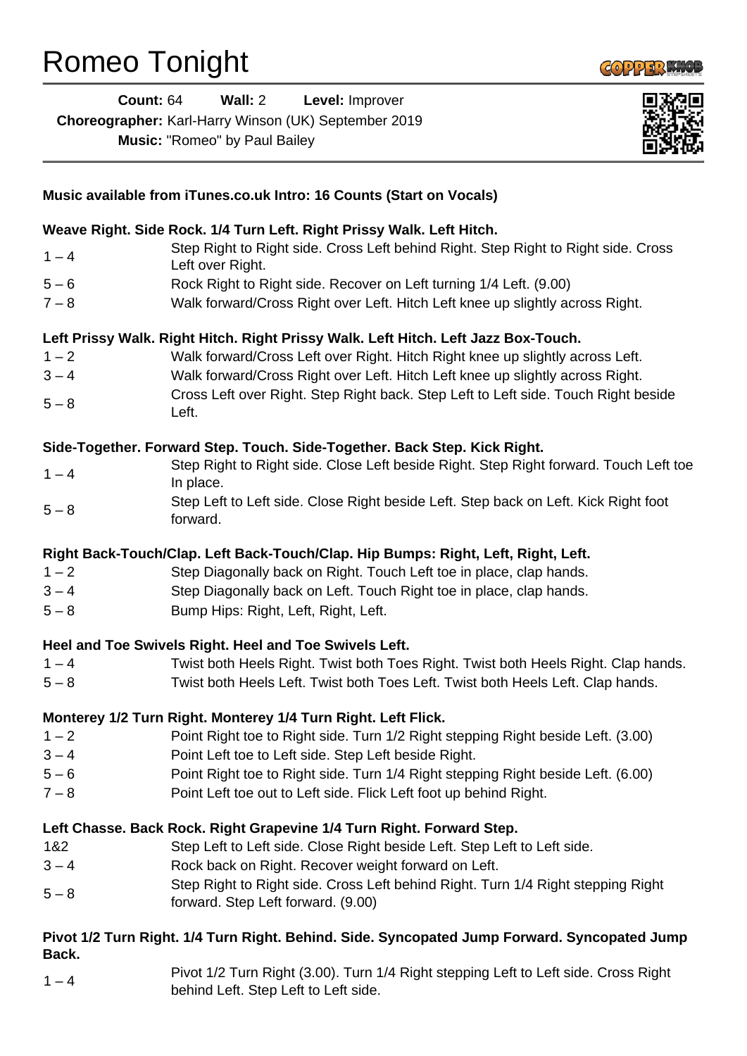# Romeo Tonight

**Count:** 64 **Wall:** 2 **Level:** Improver

**Choreographer:** Karl-Harry Winson (UK) September 2019

**Music:** "Romeo" by Paul Bailey

---

**Music available from iTunes.co.uk Intro: 16 Counts (Start on Vocals)**

**Weave Right. Side Rock. 1/4 Turn Left. Right Prissy Walk. Left Hitch.**

| | |
|---|---|
| 1 – 4 | Step Right to Right side. Cross Left behind Right. Step Right to Right side. Cross Left over Right. |
| 5 – 6 | Rock Right to Right side. Recover on Left turning 1/4 Left. (9.00) |
| 7 – 8 | Walk forward/Cross Right over Left. Hitch Left knee up slightly across Right. |

**Left Prissy Walk. Right Hitch. Right Prissy Walk. Left Hitch. Left Jazz Box-Touch.**

| | |
|---|---|
| 1 – 2 | Walk forward/Cross Left over Right. Hitch Right knee up slightly across Left. |
| 3 – 4 | Walk forward/Cross Right over Left. Hitch Left knee up slightly across Right. |
| 5 – 8 | Cross Left over Right. Step Right back. Step Left to Left side. Touch Right beside Left. |

**Side-Together. Forward Step. Touch. Side-Together. Back Step. Kick Right.**

| | |
|---|---|
| 1 – 4 | Step Right to Right side. Close Left beside Right. Step Right forward. Touch Left toe In place. |
| 5 – 8 | Step Left to Left side. Close Right beside Left. Step back on Left. Kick Right foot forward. |

**Right Back-Touch/Clap. Left Back-Touch/Clap. Hip Bumps: Right, Left, Right, Left.**

| | |
|---|---|
| 1 – 2 | Step Diagonally back on Right. Touch Left toe in place, clap hands. |
| 3 – 4 | Step Diagonally back on Left. Touch Right toe in place, clap hands. |
| 5 – 8 | Bump Hips: Right, Left, Right, Left. |

**Heel and Toe Swivels Right. Heel and Toe Swivels Left.**

| | |
|---|---|
| 1 – 4 | Twist both Heels Right. Twist both Toes Right. Twist both Heels Right. Clap hands. |
| 5 – 8 | Twist both Heels Left. Twist both Toes Left. Twist both Heels Left. Clap hands. |

**Monterey 1/2 Turn Right. Monterey 1/4 Turn Right. Left Flick.**

| | |
|---|---|
| 1 – 2 | Point Right toe to Right side. Turn 1/2 Right stepping Right beside Left. (3.00) |
| 3 – 4 | Point Left toe to Left side. Step Left beside Right. |
| 5 – 6 | Point Right toe to Right side. Turn 1/4 Right stepping Right beside Left. (6.00) |
| 7 – 8 | Point Left toe out to Left side. Flick Left foot up behind Right. |

**Left Chasse. Back Rock. Right Grapevine 1/4 Turn Right. Forward Step.**

| | |
|---|---|
| 1&2 | Step Left to Left side. Close Right beside Left. Step Left to Left side. |
| 3 – 4 | Rock back on Right. Recover weight forward on Left. |
| 5 – 8 | Step Right to Right side. Cross Left behind Right. Turn 1/4 Right stepping Right forward. Step Left forward. (9.00) |

**Pivot 1/2 Turn Right. 1/4 Turn Right. Behind. Side. Syncopated Jump Forward. Syncopated Jump Back.**

| | |
|---|---|
| 1 – 4 | Pivot 1/2 Turn Right (3.00). Turn 1/4 Right stepping Left to Left side. Cross Right behind Left. Step Left to Left side. |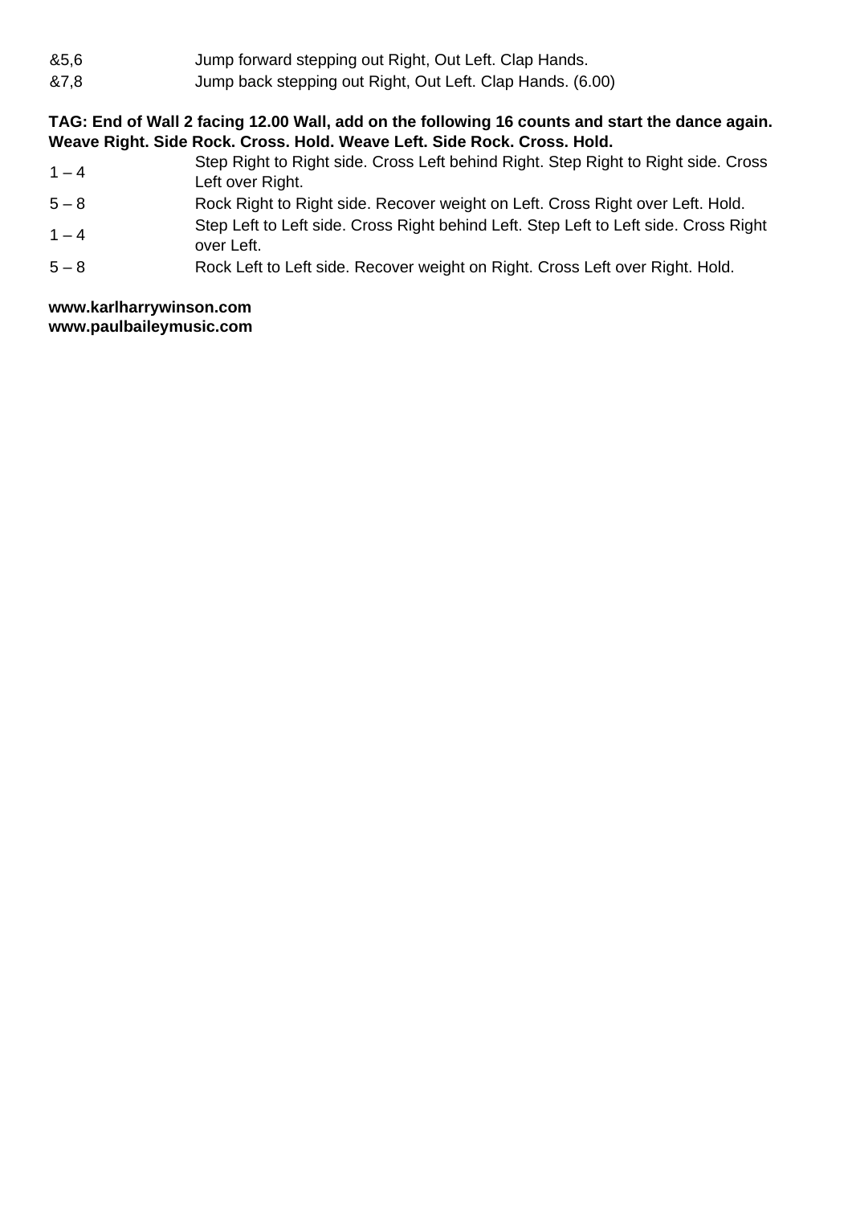| | |
|---|---|
| &5,6 | Jump forward stepping out Right, Out Left. Clap Hands. |
| &7,8 | Jump back stepping out Right, Out Left. Clap Hands. (6.00) |

**TAG: End of Wall 2 facing 12.00 Wall, add on the following 16 counts and start the dance again.**
**Weave Right. Side Rock. Cross. Hold. Weave Left. Side Rock. Cross. Hold.**

| | |
|---|---|
| 1 – 4 | Step Right to Right side. Cross Left behind Right. Step Right to Right side. Cross Left over Right. |
| 5 – 8 | Rock Right to Right side. Recover weight on Left. Cross Right over Left. Hold. |
| 1 – 4 | Step Left to Left side. Cross Right behind Left. Step Left to Left side. Cross Right over Left. |
| 5 – 8 | Rock Left to Left side. Recover weight on Right. Cross Left over Right. Hold. |

**www.karlharrywinson.com**
**www.paulbaileymusic.com**